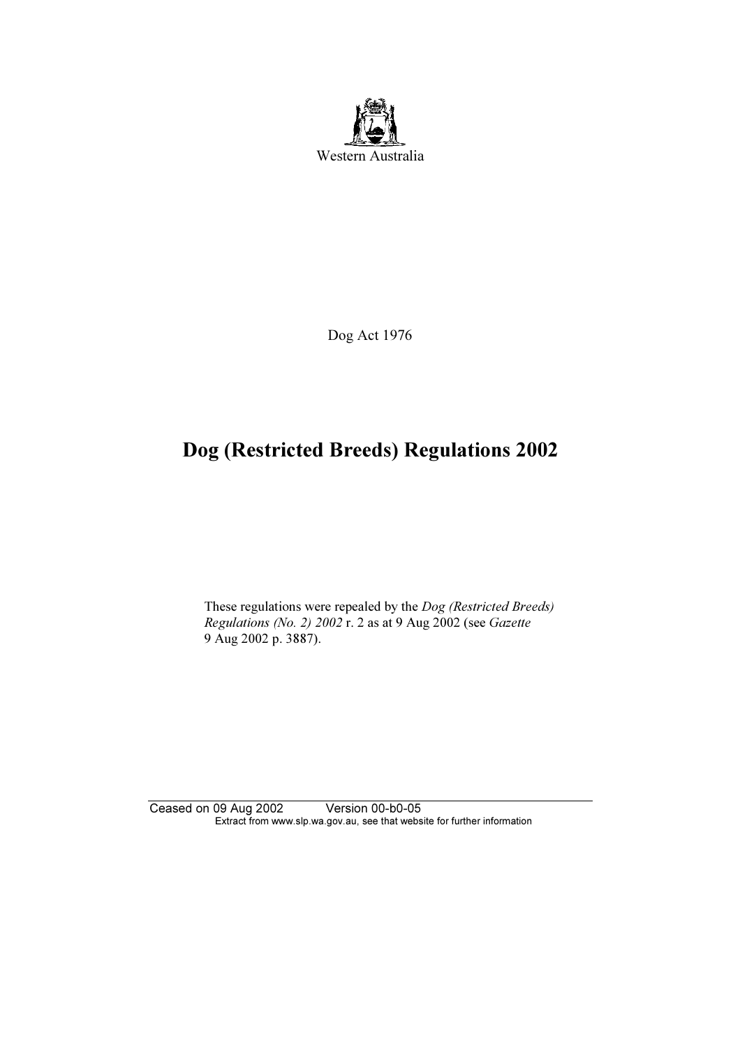Western Australia

Dog Act 1976

# Dog (Restricted Breeds) Regulations 2002

These regulations were repealed by the *Dog (Restricted Breeds) Regulations (No. 2) 2002* r. 2 as at 9 Aug 2002 (see *Gazette* 9 Aug 2002 p. 3887).

Ceased on 09 Aug 2002 Version 00-b0-05
Extract from www.slp.wa.gov.au, see that website for further information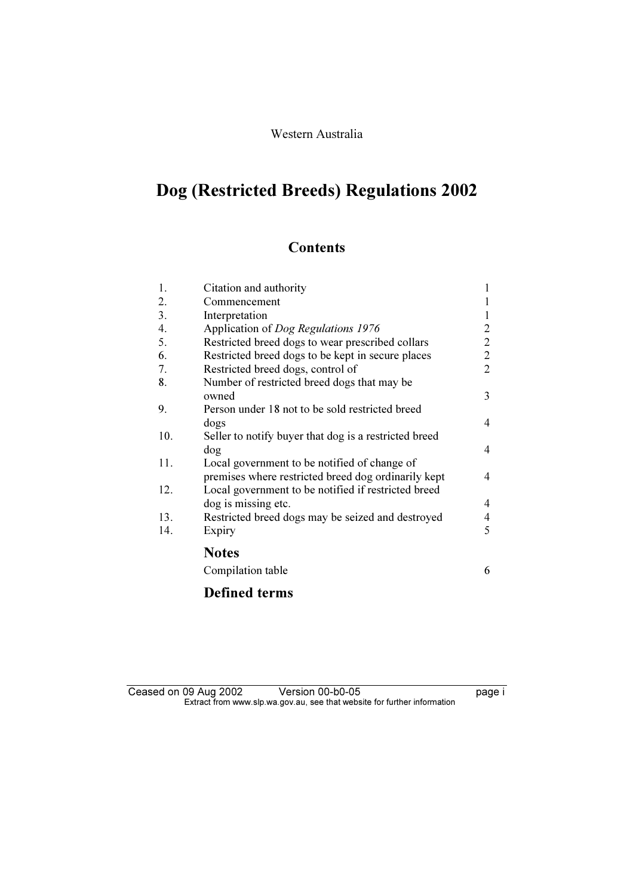Western Australia

# Dog (Restricted Breeds) Regulations 2002

## Contents

| | | |
|---|---|---|
| 1. | Citation and authority | 1 |
| 2. | Commencement | 1 |
| 3. | Interpretation | 1 |
| 4. | Application of *Dog Regulations 1976* | 2 |
| 5. | Restricted breed dogs to wear prescribed collars | 2 |
| 6. | Restricted breed dogs to be kept in secure places | 2 |
| 7. | Restricted breed dogs, control of | 2 |
| 8. | Number of restricted breed dogs that may be owned | 3 |
| 9. | Person under 18 not to be sold restricted breed dogs | 4 |
| 10. | Seller to notify buyer that dog is a restricted breed dog | 4 |
| 11. | Local government to be notified of change of premises where restricted breed dog ordinarily kept | 4 |
| 12. | Local government to be notified if restricted breed dog is missing etc. | 4 |
| 13. | Restricted breed dogs may be seized and destroyed | 4 |
| 14. | Expiry | 5 |

### Notes

Compilation table 6

### Defined terms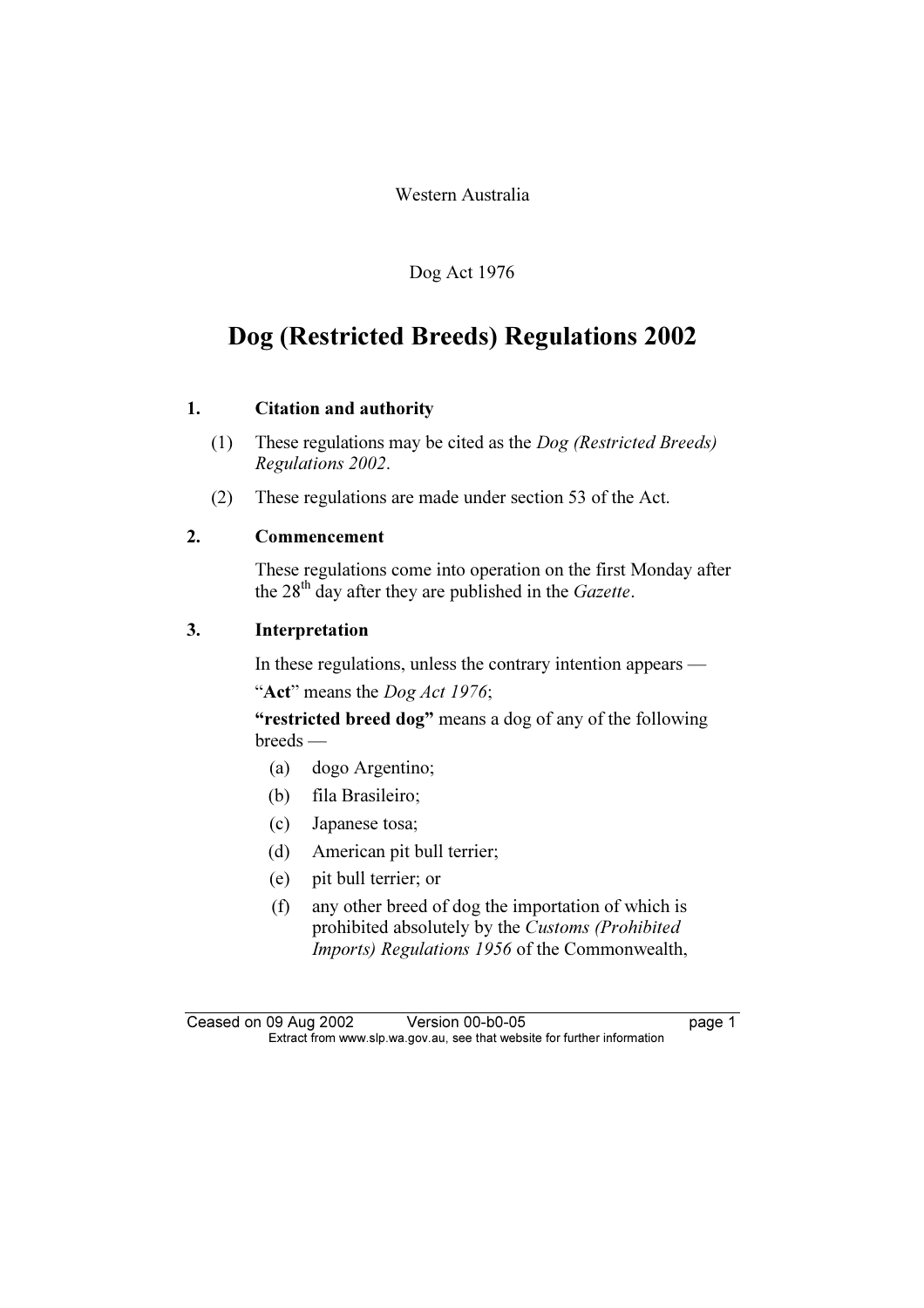Western Australia

Dog Act 1976

# Dog (Restricted Breeds) Regulations 2002

**1. Citation and authority**

(1) These regulations may be cited as the *Dog (Restricted Breeds) Regulations 2002*.

(2) These regulations are made under section 53 of the Act.

**2. Commencement**

These regulations come into operation on the first Monday after the 28th day after they are published in the *Gazette*.

**3. Interpretation**

In these regulations, unless the contrary intention appears —

"**Act**" means the *Dog Act 1976*;

**"restricted breed dog"** means a dog of any of the following breeds —

- (a) dogo Argentino;
- (b) fila Brasileiro;
- (c) Japanese tosa;
- (d) American pit bull terrier;
- (e) pit bull terrier; or
- (f) any other breed of dog the importation of which is prohibited absolutely by the *Customs (Prohibited Imports) Regulations 1956* of the Commonwealth,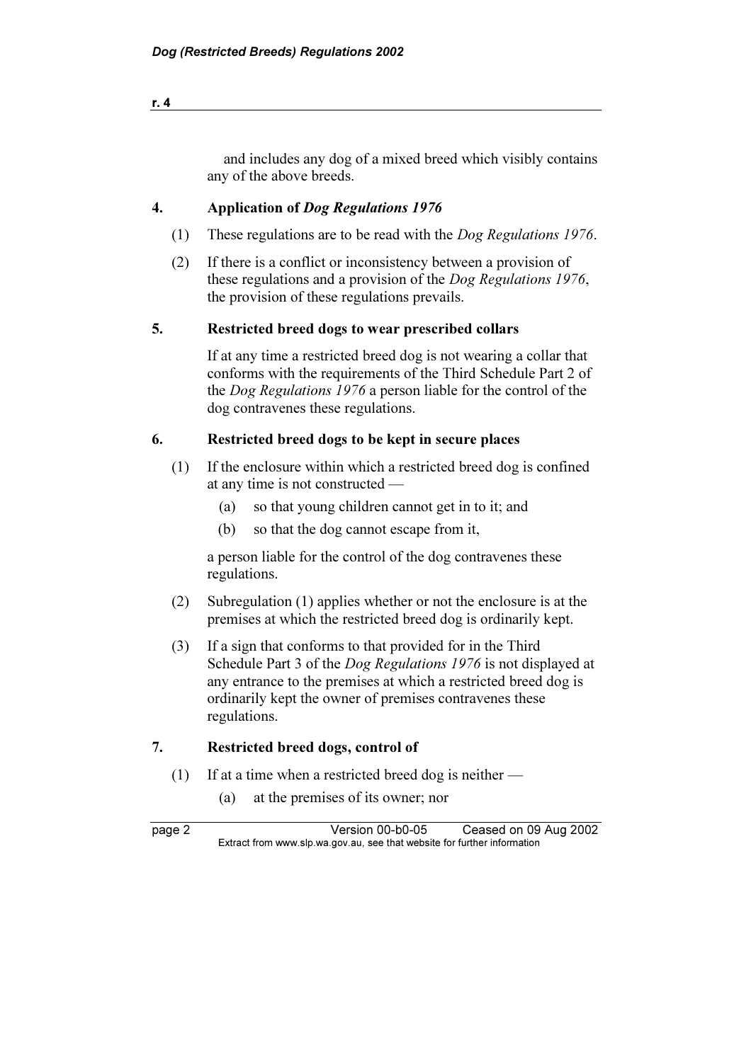and includes any dog of a mixed breed which visibly contains any of the above breeds.

## 4. Application of *Dog Regulations 1976*

(1) These regulations are to be read with the *Dog Regulations 1976*.

(2) If there is a conflict or inconsistency between a provision of these regulations and a provision of the *Dog Regulations 1976*, the provision of these regulations prevails.

## 5. Restricted breed dogs to wear prescribed collars

If at any time a restricted breed dog is not wearing a collar that conforms with the requirements of the Third Schedule Part 2 of the *Dog Regulations 1976* a person liable for the control of the dog contravenes these regulations.

## 6. Restricted breed dogs to be kept in secure places

(1) If the enclosure within which a restricted breed dog is confined at any time is not constructed —

- (a) so that young children cannot get in to it; and
- (b) so that the dog cannot escape from it,

a person liable for the control of the dog contravenes these regulations.

(2) Subregulation (1) applies whether or not the enclosure is at the premises at which the restricted breed dog is ordinarily kept.

(3) If a sign that conforms to that provided for in the Third Schedule Part 3 of the *Dog Regulations 1976* is not displayed at any entrance to the premises at which a restricted breed dog is ordinarily kept the owner of premises contravenes these regulations.

## 7. Restricted breed dogs, control of

(1) If at a time when a restricted breed dog is neither —

- (a) at the premises of its owner; nor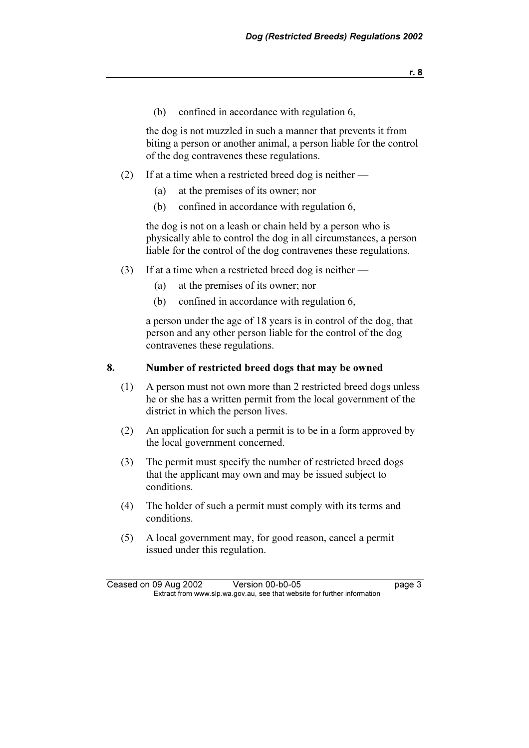(b) confined in accordance with regulation 6,

the dog is not muzzled in such a manner that prevents it from biting a person or another animal, a person liable for the control of the dog contravenes these regulations.

(2) If at a time when a restricted breed dog is neither —

(a) at the premises of its owner; nor

(b) confined in accordance with regulation 6,

the dog is not on a leash or chain held by a person who is physically able to control the dog in all circumstances, a person liable for the control of the dog contravenes these regulations.

(3) If at a time when a restricted breed dog is neither —

(a) at the premises of its owner; nor

(b) confined in accordance with regulation 6,

a person under the age of 18 years is in control of the dog, that person and any other person liable for the control of the dog contravenes these regulations.

## 8. Number of restricted breed dogs that may be owned

(1) A person must not own more than 2 restricted breed dogs unless he or she has a written permit from the local government of the district in which the person lives.

(2) An application for such a permit is to be in a form approved by the local government concerned.

(3) The permit must specify the number of restricted breed dogs that the applicant may own and may be issued subject to conditions.

(4) The holder of such a permit must comply with its terms and conditions.

(5) A local government may, for good reason, cancel a permit issued under this regulation.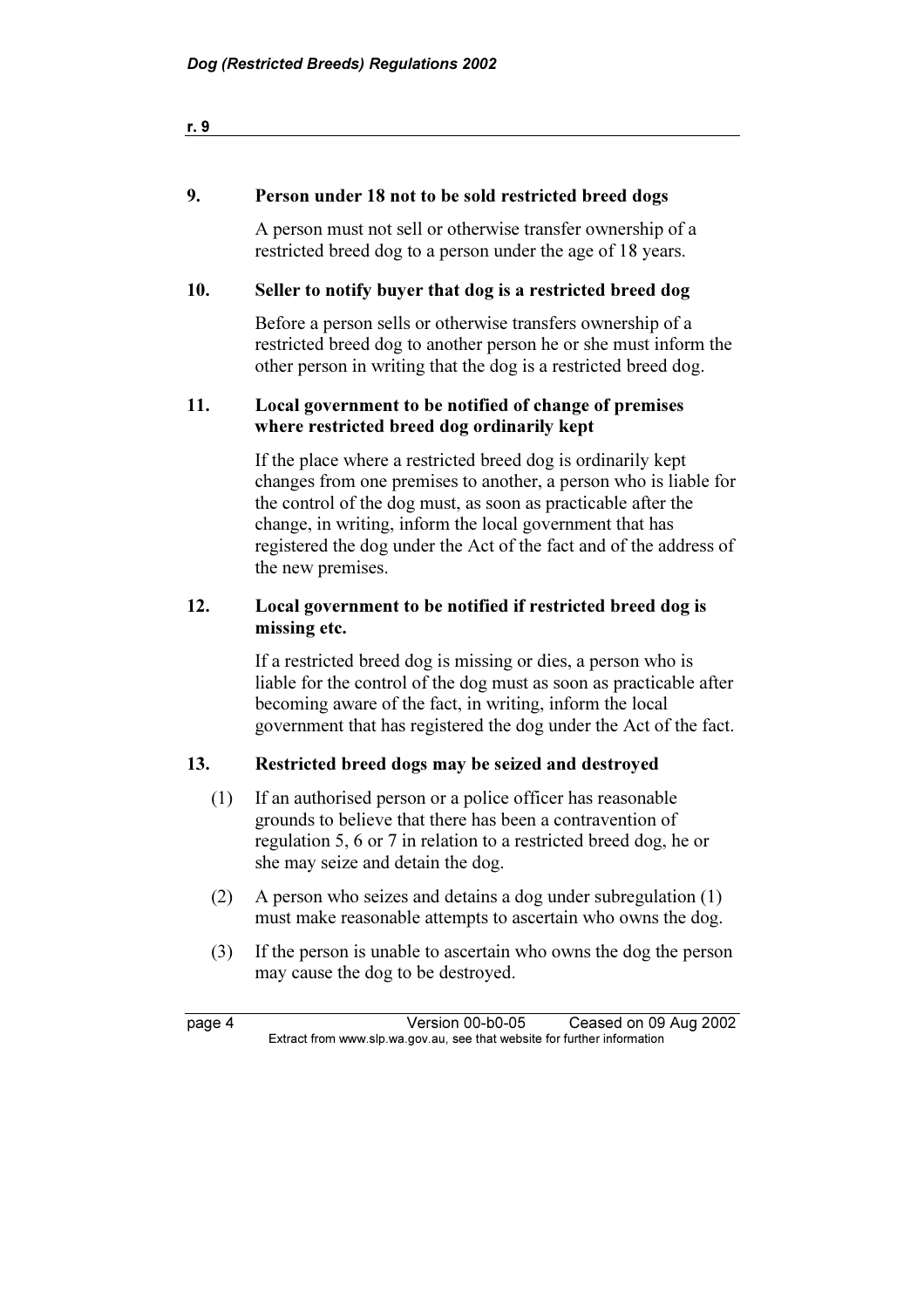### 9. Person under 18 not to be sold restricted breed dogs

A person must not sell or otherwise transfer ownership of a restricted breed dog to a person under the age of 18 years.

### 10. Seller to notify buyer that dog is a restricted breed dog

Before a person sells or otherwise transfers ownership of a restricted breed dog to another person he or she must inform the other person in writing that the dog is a restricted breed dog.

### 11. Local government to be notified of change of premises where restricted breed dog ordinarily kept

If the place where a restricted breed dog is ordinarily kept changes from one premises to another, a person who is liable for the control of the dog must, as soon as practicable after the change, in writing, inform the local government that has registered the dog under the Act of the fact and of the address of the new premises.

### 12. Local government to be notified if restricted breed dog is missing etc.

If a restricted breed dog is missing or dies, a person who is liable for the control of the dog must as soon as practicable after becoming aware of the fact, in writing, inform the local government that has registered the dog under the Act of the fact.

### 13. Restricted breed dogs may be seized and destroyed

(1) If an authorised person or a police officer has reasonable grounds to believe that there has been a contravention of regulation 5, 6 or 7 in relation to a restricted breed dog, he or she may seize and detain the dog.

(2) A person who seizes and detains a dog under subregulation (1) must make reasonable attempts to ascertain who owns the dog.

(3) If the person is unable to ascertain who owns the dog the person may cause the dog to be destroyed.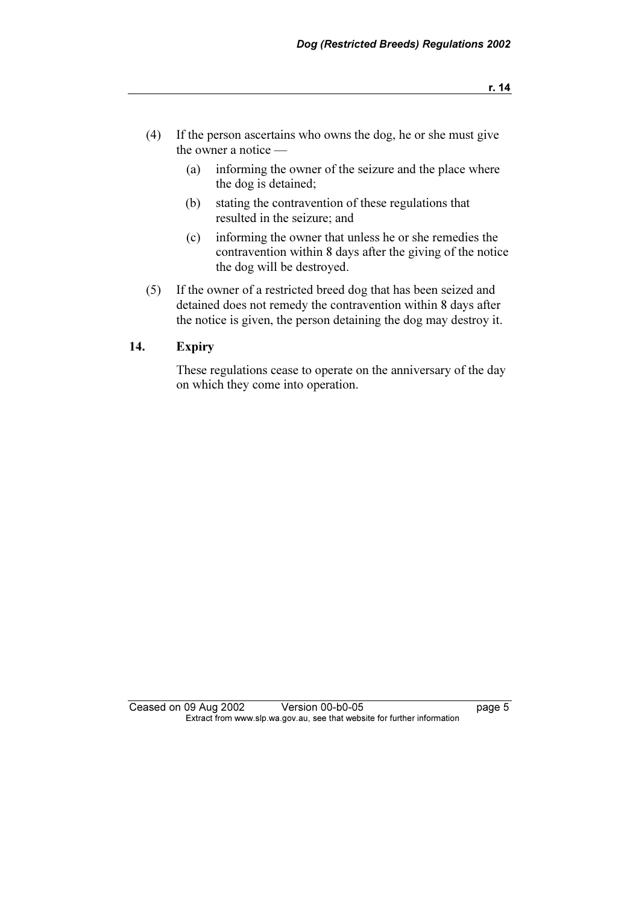(4) If the person ascertains who owns the dog, he or she must give the owner a notice —

(a) informing the owner of the seizure and the place where the dog is detained;

(b) stating the contravention of these regulations that resulted in the seizure; and

(c) informing the owner that unless he or she remedies the contravention within 8 days after the giving of the notice the dog will be destroyed.

(5) If the owner of a restricted breed dog that has been seized and detained does not remedy the contravention within 8 days after the notice is given, the person detaining the dog may destroy it.

## 14. Expiry

These regulations cease to operate on the anniversary of the day on which they come into operation.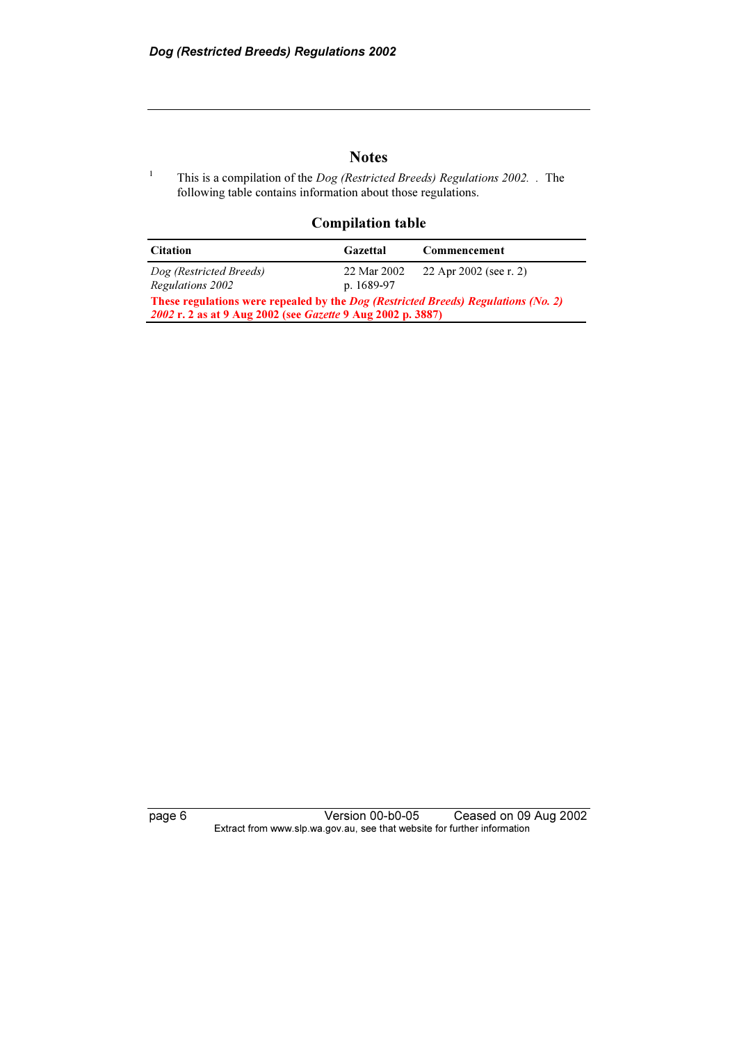## Notes

[1] This is a compilation of the *Dog (Restricted Breeds) Regulations 2002.* . The following table contains information about those regulations.

### Compilation table

| Citation | Gazettal | Commencement |
|---|---|---|
| *Dog (Restricted Breeds) Regulations 2002* | 22 Mar 2002 p. 1689-97 | 22 Apr 2002 (see r. 2) |
| **These regulations were repealed by the *Dog (Restricted Breeds) Regulations (No. 2) 2002* r. 2 as at 9 Aug 2002 (see *Gazette* 9 Aug 2002 p. 3887)** | | |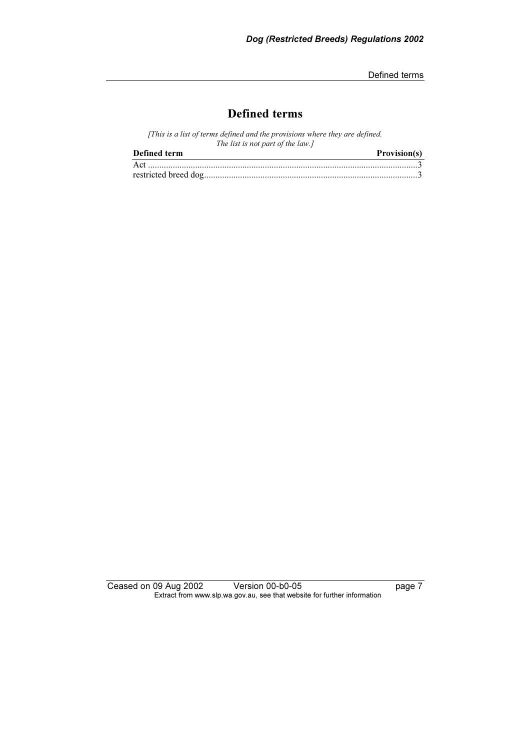# Defined terms

*[This is a list of terms defined and the provisions where they are defined. The list is not part of the law.]*

| Defined term | Provision(s) |
|---|---|
| Act | 3 |
| restricted breed dog | 3 |